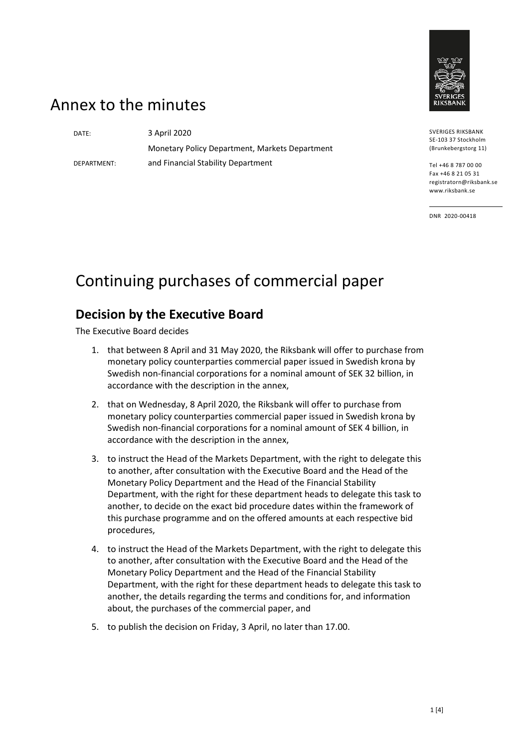# Annex to the minutes

DATE: 3 April 2020

DEPARTMENT: Monetary Policy Department, Markets Department and Financial Stability Department

SVERIGES RIKSBANK
SE-103 37 Stockholm
(Brunkebergstorg 11)

Tel +46 8 787 00 00
Fax +46 8 21 05 31
registratorn@riksbank.se
www.riksbank.se

DNR 2020-00418

# Continuing purchases of commercial paper

## Decision by the Executive Board

The Executive Board decides

1. that between 8 April and 31 May 2020, the Riksbank will offer to purchase from monetary policy counterparties commercial paper issued in Swedish krona by Swedish non-financial corporations for a nominal amount of SEK 32 billion, in accordance with the description in the annex,
2. that on Wednesday, 8 April 2020, the Riksbank will offer to purchase from monetary policy counterparties commercial paper issued in Swedish krona by Swedish non-financial corporations for a nominal amount of SEK 4 billion, in accordance with the description in the annex,
3. to instruct the Head of the Markets Department, with the right to delegate this to another, after consultation with the Executive Board and the Head of the Monetary Policy Department and the Head of the Financial Stability Department, with the right for these department heads to delegate this task to another, to decide on the exact bid procedure dates within the framework of this purchase programme and on the offered amounts at each respective bid procedures,
4. to instruct the Head of the Markets Department, with the right to delegate this to another, after consultation with the Executive Board and the Head of the Monetary Policy Department and the Head of the Financial Stability Department, with the right for these department heads to delegate this task to another, the details regarding the terms and conditions for, and information about, the purchases of the commercial paper, and
5. to publish the decision on Friday, 3 April, no later than 17.00.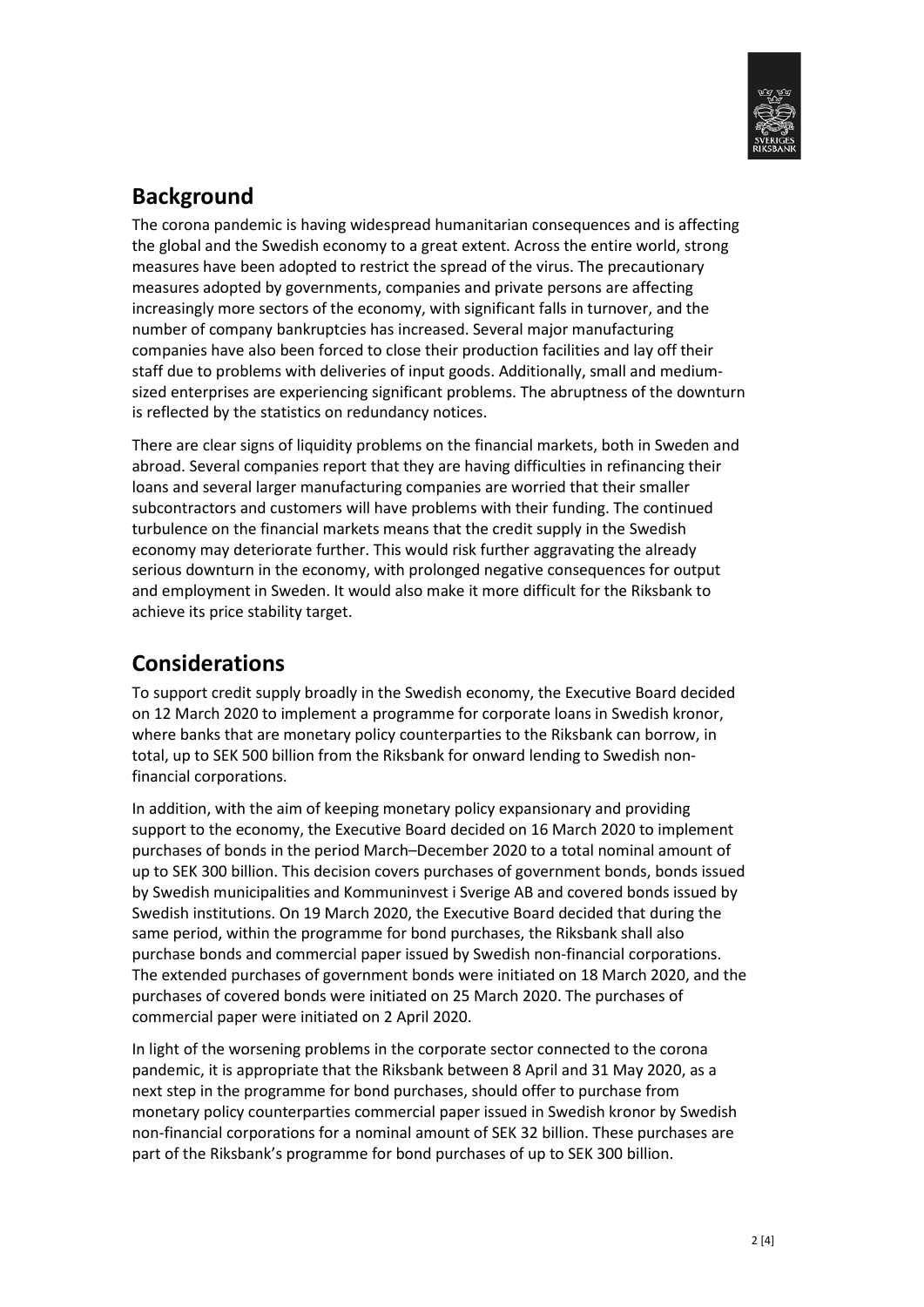## Background

The corona pandemic is having widespread humanitarian consequences and is affecting the global and the Swedish economy to a great extent. Across the entire world, strong measures have been adopted to restrict the spread of the virus. The precautionary measures adopted by governments, companies and private persons are affecting increasingly more sectors of the economy, with significant falls in turnover, and the number of company bankruptcies has increased. Several major manufacturing companies have also been forced to close their production facilities and lay off their staff due to problems with deliveries of input goods. Additionally, small and medium-sized enterprises are experiencing significant problems. The abruptness of the downturn is reflected by the statistics on redundancy notices.

There are clear signs of liquidity problems on the financial markets, both in Sweden and abroad. Several companies report that they are having difficulties in refinancing their loans and several larger manufacturing companies are worried that their smaller subcontractors and customers will have problems with their funding. The continued turbulence on the financial markets means that the credit supply in the Swedish economy may deteriorate further. This would risk further aggravating the already serious downturn in the economy, with prolonged negative consequences for output and employment in Sweden. It would also make it more difficult for the Riksbank to achieve its price stability target.

## Considerations

To support credit supply broadly in the Swedish economy, the Executive Board decided on 12 March 2020 to implement a programme for corporate loans in Swedish kronor, where banks that are monetary policy counterparties to the Riksbank can borrow, in total, up to SEK 500 billion from the Riksbank for onward lending to Swedish non-financial corporations.

In addition, with the aim of keeping monetary policy expansionary and providing support to the economy, the Executive Board decided on 16 March 2020 to implement purchases of bonds in the period March–December 2020 to a total nominal amount of up to SEK 300 billion. This decision covers purchases of government bonds, bonds issued by Swedish municipalities and Kommuninvest i Sverige AB and covered bonds issued by Swedish institutions. On 19 March 2020, the Executive Board decided that during the same period, within the programme for bond purchases, the Riksbank shall also purchase bonds and commercial paper issued by Swedish non-financial corporations. The extended purchases of government bonds were initiated on 18 March 2020, and the purchases of covered bonds were initiated on 25 March 2020. The purchases of commercial paper were initiated on 2 April 2020.

In light of the worsening problems in the corporate sector connected to the corona pandemic, it is appropriate that the Riksbank between 8 April and 31 May 2020, as a next step in the programme for bond purchases, should offer to purchase from monetary policy counterparties commercial paper issued in Swedish kronor by Swedish non-financial corporations for a nominal amount of SEK 32 billion. These purchases are part of the Riksbank's programme for bond purchases of up to SEK 300 billion.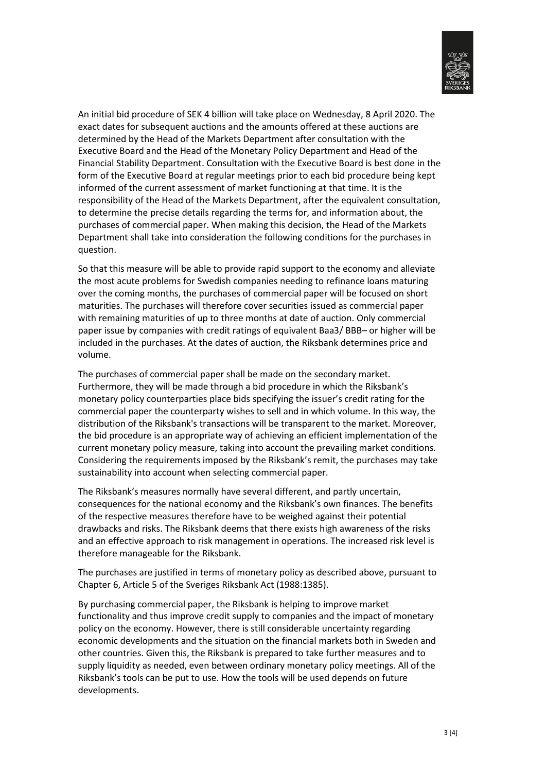An initial bid procedure of SEK 4 billion will take place on Wednesday, 8 April 2020. The exact dates for subsequent auctions and the amounts offered at these auctions are determined by the Head of the Markets Department after consultation with the Executive Board and the Head of the Monetary Policy Department and Head of the Financial Stability Department. Consultation with the Executive Board is best done in the form of the Executive Board at regular meetings prior to each bid procedure being kept informed of the current assessment of market functioning at that time. It is the responsibility of the Head of the Markets Department, after the equivalent consultation, to determine the precise details regarding the terms for, and information about, the purchases of commercial paper. When making this decision, the Head of the Markets Department shall take into consideration the following conditions for the purchases in question.

So that this measure will be able to provide rapid support to the economy and alleviate the most acute problems for Swedish companies needing to refinance loans maturing over the coming months, the purchases of commercial paper will be focused on short maturities. The purchases will therefore cover securities issued as commercial paper with remaining maturities of up to three months at date of auction. Only commercial paper issue by companies with credit ratings of equivalent Baa3/ BBB– or higher will be included in the purchases. At the dates of auction, the Riksbank determines price and volume.

The purchases of commercial paper shall be made on the secondary market. Furthermore, they will be made through a bid procedure in which the Riksbank's monetary policy counterparties place bids specifying the issuer's credit rating for the commercial paper the counterparty wishes to sell and in which volume. In this way, the distribution of the Riksbank's transactions will be transparent to the market. Moreover, the bid procedure is an appropriate way of achieving an efficient implementation of the current monetary policy measure, taking into account the prevailing market conditions. Considering the requirements imposed by the Riksbank's remit, the purchases may take sustainability into account when selecting commercial paper.

The Riksbank's measures normally have several different, and partly uncertain, consequences for the national economy and the Riksbank's own finances. The benefits of the respective measures therefore have to be weighed against their potential drawbacks and risks. The Riksbank deems that there exists high awareness of the risks and an effective approach to risk management in operations. The increased risk level is therefore manageable for the Riksbank.

The purchases are justified in terms of monetary policy as described above, pursuant to Chapter 6, Article 5 of the Sveriges Riksbank Act (1988:1385).

By purchasing commercial paper, the Riksbank is helping to improve market functionality and thus improve credit supply to companies and the impact of monetary policy on the economy. However, there is still considerable uncertainty regarding economic developments and the situation on the financial markets both in Sweden and other countries. Given this, the Riksbank is prepared to take further measures and to supply liquidity as needed, even between ordinary monetary policy meetings. All of the Riksbank's tools can be put to use. How the tools will be used depends on future developments.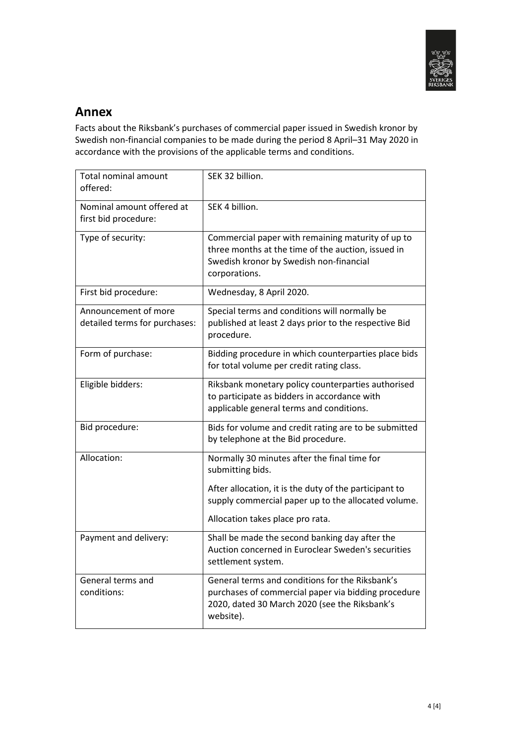## Annex

Facts about the Riksbank's purchases of commercial paper issued in Swedish kronor by Swedish non-financial companies to be made during the period 8 April–31 May 2020 in accordance with the provisions of the applicable terms and conditions.

| | |
|---|---|
| Total nominal amount offered: | SEK 32 billion. |
| Nominal amount offered at first bid procedure: | SEK 4 billion. |
| Type of security: | Commercial paper with remaining maturity of up to three months at the time of the auction, issued in Swedish kronor by Swedish non-financial corporations. |
| First bid procedure: | Wednesday, 8 April 2020. |
| Announcement of more detailed terms for purchases: | Special terms and conditions will normally be published at least 2 days prior to the respective Bid procedure. |
| Form of purchase: | Bidding procedure in which counterparties place bids for total volume per credit rating class. |
| Eligible bidders: | Riksbank monetary policy counterparties authorised to participate as bidders in accordance with applicable general terms and conditions. |
| Bid procedure: | Bids for volume and credit rating are to be submitted by telephone at the Bid procedure. |
| Allocation: | Normally 30 minutes after the final time for submitting bids.<br><br>After allocation, it is the duty of the participant to supply commercial paper up to the allocated volume.<br><br>Allocation takes place pro rata. |
| Payment and delivery: | Shall be made the second banking day after the Auction concerned in Euroclear Sweden's securities settlement system. |
| General terms and conditions: | General terms and conditions for the Riksbank's purchases of commercial paper via bidding procedure 2020, dated 30 March 2020 (see the Riksbank's website). |